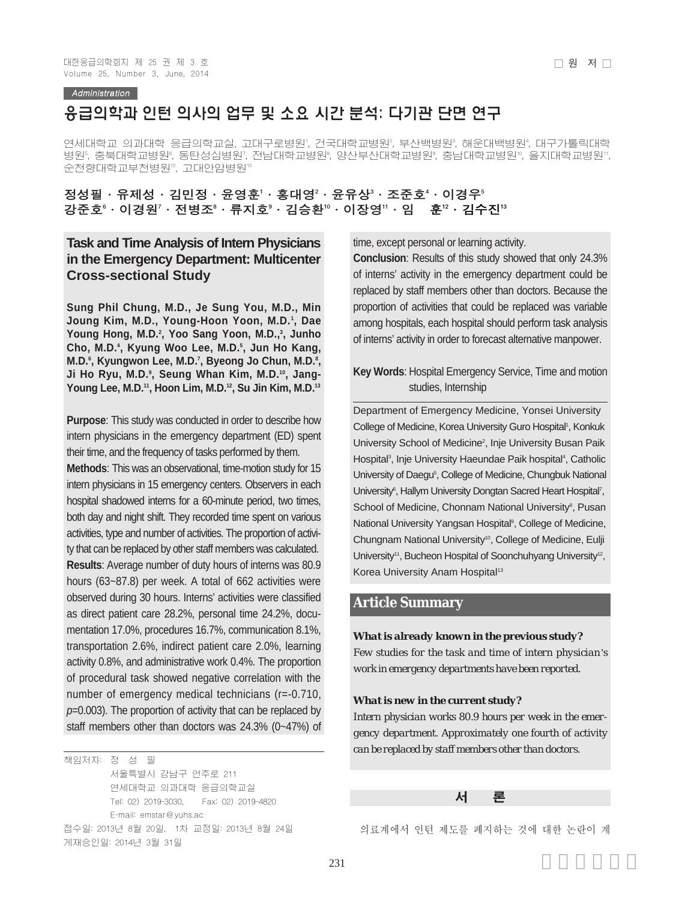□ 원 저 □

Administration

# 응급의학과 인턴 의사의 업무 및 소요 시간 분석: 다기관 단면 연구

연세대학교 의과대학 응급의학교실, 고대구로병원[1], 건국대학교병원[2], 부산백병원[3], 해운대백병원[4], 대구가톨릭대학병원[5], 충북대학교병원[6], 동탄성심병원[7], 전남대학교병원[8], 양산부산대학교병원[9], 충남대학교병원[10], 을지대학교병원[11], 순천향대학교부천병원[12], 고대안암병원[13]

**정성필 · 유제성 · 김민정 · 윤영훈[1] · 홍대영[2] · 윤유상[3] · 조준호[4] · 이경우[5]**
**강준호[6] · 이경원[7] · 전병조[8] · 류지호[9] · 김승환[10] · 이장영[11] · 임 훈[12] · 김수진[13]**

## Task and Time Analysis of Intern Physicians in the Emergency Department: Multicenter Cross-sectional Study

**Sung Phil Chung, M.D., Je Sung You, M.D., Min Joung Kim, M.D., Young-Hoon Yoon, M.D.[1], Dae Young Hong, M.D.[2], Yoo Sang Yoon, M.D.,[3], Junho Cho, M.D.[4], Kyung Woo Lee, M.D.[5], Jun Ho Kang, M.D.[6], Kyungwon Lee, M.D.[7], Byeong Jo Chun, M.D.[8], Ji Ho Ryu, M.D.[9], Seung Whan Kim, M.D.[10], Jang-Young Lee, M.D.[11], Hoon Lim, M.D.[12], Su Jin Kim, M.D.[13]**

**Purpose**: This study was conducted in order to describe how intern physicians in the emergency department (ED) spent their time, and the frequency of tasks performed by them.

**Methods**: This was an observational, time-motion study for 15 intern physicians in 15 emergency centers. Observers in each hospital shadowed interns for a 60-minute period, two times, both day and night shift. They recorded time spent on various activities, type and number of activities. The proportion of activity that can be replaced by other staff members was calculated.

**Results**: Average number of duty hours of interns was 80.9 hours (63~87.8) per week. A total of 662 activities were observed during 30 hours. Interns' activities were classified as direct patient care 28.2%, personal time 24.2%, documentation 17.0%, procedures 16.7%, communication 8.1%, transportation 2.6%, indirect patient care 2.0%, learning activity 0.8%, and administrative work 0.4%. The proportion of procedural task showed negative correlation with the number of emergency medical technicians (r=-0.710, $p$=0.003). The proportion of activity that can be replaced by staff members other than doctors was 24.3% (0~47%) of time, except personal or learning activity.

**Conclusion**: Results of this study showed that only 24.3% of interns' activity in the emergency department could be replaced by staff members other than doctors. Because the proportion of activities that could be replaced was variable among hospitals, each hospital should perform task analysis of interns' activity in order to forecast alternative manpower.

**Key Words**: Hospital Emergency Service, Time and motion studies, Internship

Department of Emergency Medicine, Yonsei University College of Medicine, Korea University Guro Hospital[1], Konkuk University School of Medicine[2], Inje University Busan Paik Hospital[3], Inje University Haeundae Paik hospital[4], Catholic University of Daegu[5], College of Medicine, Chungbuk National University[6], Hallym University Dongtan Sacred Heart Hospital[7], School of Medicine, Chonnam National University[8], Pusan National University Yangsan Hospital[9], College of Medicine, Chungnam National University[10], College of Medicine, Eulji University[11], Bucheon Hospital of Soonchuhyang University[12], Korea University Anam Hospital[13]

## Article Summary

***What is already known in the previous study?***

*Few studies for the task and time of intern physician's work in emergency departments have been reported.*

***What is new in the current study?***

*Intern physician works 80.9 hours per week in the emergency department. Approximately one fourth of activity can be replaced by staff members other than doctors.*

책임저자: 정 성 필
서울특별시 강남구 언주로 211
연세대학교 의과대학 응급의학교실
Tel: 02) 2019-3030, Fax: 02) 2019-4820
E-mail: emstar@yuhs.ac
접수일: 2013년 8월 20일, 1차 교정일: 2013년 8월 24일
게재승인일: 2014년 3월 31일

## 서 론

의료계에서 인턴 제도를 폐지하는 것에 대한 논란이 계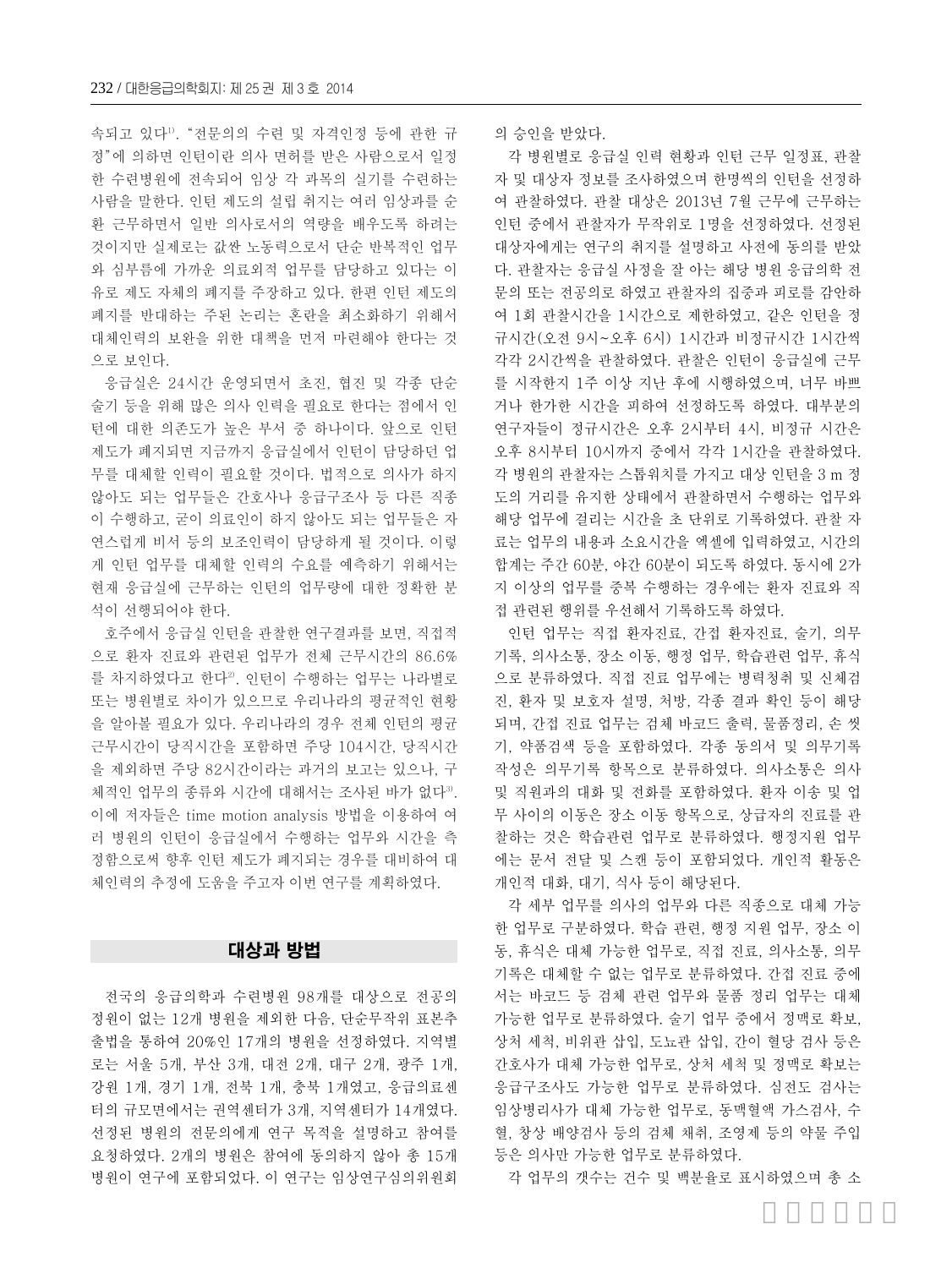속되고 있다[1]. "전문의의 수련 및 자격인정 등에 관한 규정"에 의하면 인턴이란 의사 면허를 받은 사람으로서 일정한 수련병원에 전속되어 임상 각 과목의 실기를 수련하는 사람을 말한다. 인턴 제도의 설립 취지는 여러 임상과를 순환 근무하면서 일반 의사로서의 역량을 배우도록 하려는 것이지만 실제로는 값싼 노동력으로서 단순 반복적인 업무와 심부름에 가까운 의료외적 업무를 담당하고 있다는 이유로 제도 자체의 폐지를 주장하고 있다. 한편 인턴 제도의 폐지를 반대하는 주된 논리는 혼란을 최소화하기 위해서 대체인력의 보완을 위한 대책을 먼저 마련해야 한다는 것으로 보인다.

응급실은 24시간 운영되면서 초진, 협진 및 각종 단순 술기 등을 위해 많은 의사 인력을 필요로 한다는 점에서 인턴에 대한 의존도가 높은 부서 중 하나이다. 앞으로 인턴 제도가 폐지되면 지금까지 응급실에서 인턴이 담당하던 업무를 대체할 인력이 필요할 것이다. 법적으로 의사가 하지 않아도 되는 업무들은 간호사나 응급구조사 등 다른 직종이 수행하고, 굳이 의료인이 하지 않아도 되는 업무들은 자연스럽게 비서 등의 보조인력이 담당하게 될 것이다. 이렇게 인턴 업무를 대체할 인력의 수요를 예측하기 위해서는 현재 응급실에 근무하는 인턴의 업무량에 대한 정확한 분석이 선행되어야 한다.

호주에서 응급실 인턴을 관찰한 연구결과를 보면, 직접적으로 환자 진료와 관련된 업무가 전체 근무시간의 86.6%를 차지하였다고 한다[2]. 인턴이 수행하는 업무는 나라별로 또는 병원별로 차이가 있으므로 우리나라의 평균적인 현황을 알아볼 필요가 있다. 우리나라의 경우 전체 인턴의 평균 근무시간이 당직시간을 포함하면 주당 104시간, 당직시간을 제외하면 주당 82시간이라는 과거의 보고는 있으나, 구체적인 업무의 종류와 시간에 대해서는 조사된 바가 없다[3]. 이에 저자들은 time motion analysis 방법을 이용하여 여러 병원의 인턴이 응급실에서 수행하는 업무와 시간을 측정함으로써 향후 인턴 제도가 폐지되는 경우를 대비하여 대체인력의 추정에 도움을 주고자 이번 연구를 계획하였다.

## 대상과 방법

전국의 응급의학과 수련병원 98개를 대상으로 전공의 정원이 없는 12개 병원을 제외한 다음, 단순무작위 표본추출법을 통하여 20%인 17개의 병원을 선정하였다. 지역별로는 서울 5개, 부산 3개, 대전 2개, 대구 2개, 광주 1개, 강원 1개, 경기 1개, 전북 1개, 충북 1개였고, 응급의료센터의 규모면에서는 권역센터가 3개, 지역센터가 14개였다. 선정된 병원의 전문의에게 연구 목적을 설명하고 참여를 요청하였다. 2개의 병원은 참여에 동의하지 않아 총 15개 병원이 연구에 포함되었다. 이 연구는 임상연구심의위원회의 승인을 받았다.

각 병원별로 응급실 인력 현황과 인턴 근무 일정표, 관찰자 및 대상자 정보를 조사하였으며 한명씩의 인턴을 선정하여 관찰하였다. 관찰 대상은 2013년 7월 근무에 근무하는 인턴 중에서 관찰자가 무작위로 1명을 선정하였다. 선정된 대상자에게는 연구의 취지를 설명하고 사전에 동의를 받았다. 관찰자는 응급실 사정을 잘 아는 해당 병원 응급의학 전문의 또는 전공의로 하였고 관찰자의 집중과 피로를 감안하여 1회 관찰시간을 1시간으로 제한하였고, 같은 인턴을 정규시간(오전 9시~오후 6시) 1시간과 비정규시간 1시간씩 각각 2시간씩을 관찰하였다. 관찰은 인턴이 응급실에 근무를 시작한지 1주 이상 지난 후에 시행하였으며, 너무 바쁘거나 한가한 시간을 피하여 선정하도록 하였다. 대부분의 연구자들이 정규시간은 오후 2시부터 4시, 비정규 시간은 오후 8시부터 10시까지 중에서 각각 1시간을 관찰하였다. 각 병원의 관찰자는 스톱워치를 가지고 대상 인턴을 3 m 정도의 거리를 유지한 상태에서 관찰하면서 수행하는 업무와 해당 업무에 걸리는 시간을 초 단위로 기록하였다. 관찰 자료는 업무의 내용과 소요시간을 엑셀에 입력하였고, 시간의 합계는 주간 60분, 야간 60분이 되도록 하였다. 동시에 2가지 이상의 업무를 중복 수행하는 경우에는 환자 진료와 직접 관련된 행위를 우선해서 기록하도록 하였다.

인턴 업무는 직접 환자진료, 간접 환자진료, 술기, 의무기록, 의사소통, 장소 이동, 행정 업무, 학습관련 업무, 휴식으로 분류하였다. 직접 진료 업무에는 병력청취 및 신체검진, 환자 및 보호자 설명, 처방, 각종 결과 확인 등이 해당되며, 간접 진료 업무는 검체 바코드 출력, 물품정리, 손 씻기, 약품검색 등을 포함하였다. 각종 동의서 및 의무기록 작성은 의무기록 항목으로 분류하였다. 의사소통은 의사 및 직원과의 대화 및 전화를 포함하였다. 환자 이송 및 업무 사이의 이동은 장소 이동 항목으로, 상급자의 진료를 관찰하는 것은 학습관련 업무로 분류하였다. 행정지원 업무에는 문서 전달 및 스캔 등이 포함되었다. 개인적 활동은 개인적 대화, 대기, 식사 등이 해당된다.

각 세부 업무를 의사의 업무와 다른 직종으로 대체 가능한 업무로 구분하였다. 학습 관련, 행정 지원 업무, 장소 이동, 휴식은 대체 가능한 업무로, 직접 진료, 의사소통, 의무기록은 대체할 수 없는 업무로 분류하였다. 간접 진료 중에서는 바코드 등 검체 관련 업무와 물품 정리 업무는 대체 가능한 업무로 분류하였다. 술기 업무 중에서 정맥로 확보, 상처 세척, 비위관 삽입, 도뇨관 삽입, 간이 혈당 검사 등은 간호사가 대체 가능한 업무로, 상처 세척 및 정맥로 확보는 응급구조사도 가능한 업무로 분류하였다. 심전도 검사는 임상병리사가 대체 가능한 업무로, 동맥혈액 가스검사, 수혈, 창상 배양검사 등의 검체 채취, 조영제 등의 약물 주입 등은 의사만 가능한 업무로 분류하였다.

각 업무의 갯수는 건수 및 백분율로 표시하였으며 총 소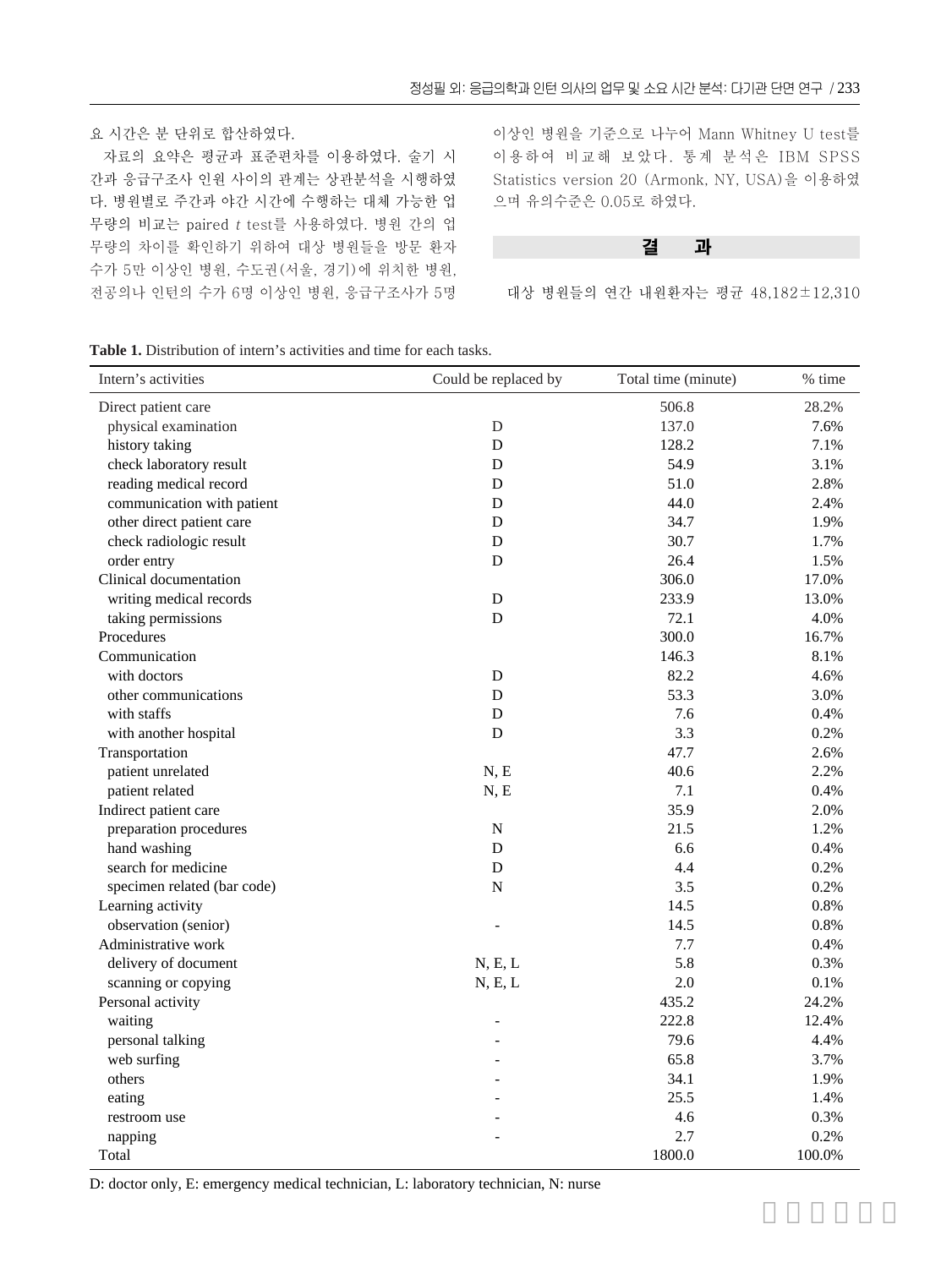요 시간은 분 단위로 합산하였다.

자료의 요약은 평균과 표준편차를 이용하였다. 술기 시간과 응급구조사 인원 사이의 관계는 상관분석을 시행하였다. 병원별로 주간과 야간 시간에 수행하는 대체 가능한 업무량의 비교는 paired *t* test를 사용하였다. 병원 간의 업무량의 차이를 확인하기 위하여 대상 병원들을 방문 환자 수가 5만 이상인 병원, 수도권(서울, 경기)에 위치한 병원, 전공의나 인턴의 수가 6명 이상인 병원, 응급구조사가 5명 이상인 병원을 기준으로 나누어 Mann Whitney U test를 이용하여 비교해 보았다. 통계 분석은 IBM SPSS Statistics version 20 (Armonk, NY, USA)을 이용하였으며 유의수준은 0.05로 하였다.

## 결 과

대상 병원들의 연간 내원환자는 평균 48,182±12,310

**Table 1.** Distribution of intern's activities and time for each tasks.

| Intern's activities | Could be replaced by | Total time (minute) | % time |
|---|---|---|---|
| Direct patient care | | 506.8 | 28.2% |
| physical examination | D | 137.0 | 7.6% |
| history taking | D | 128.2 | 7.1% |
| check laboratory result | D | 54.9 | 3.1% |
| reading medical record | D | 51.0 | 2.8% |
| communication with patient | D | 44.0 | 2.4% |
| other direct patient care | D | 34.7 | 1.9% |
| check radiologic result | D | 30.7 | 1.7% |
| order entry | D | 26.4 | 1.5% |
| Clinical documentation | | 306.0 | 17.0% |
| writing medical records | D | 233.9 | 13.0% |
| taking permissions | D | 72.1 | 4.0% |
| Procedures | | 300.0 | 16.7% |
| Communication | | 146.3 | 8.1% |
| with doctors | D | 82.2 | 4.6% |
| other communications | D | 53.3 | 3.0% |
| with staffs | D | 7.6 | 0.4% |
| with another hospital | D | 3.3 | 0.2% |
| Transportation | | 47.7 | 2.6% |
| patient unrelated | N, E | 40.6 | 2.2% |
| patient related | N, E | 7.1 | 0.4% |
| Indirect patient care | | 35.9 | 2.0% |
| preparation procedures | N | 21.5 | 1.2% |
| hand washing | D | 6.6 | 0.4% |
| search for medicine | D | 4.4 | 0.2% |
| specimen related (bar code) | N | 3.5 | 0.2% |
| Learning activity | | 14.5 | 0.8% |
| observation (senior) | - | 14.5 | 0.8% |
| Administrative work | | 7.7 | 0.4% |
| delivery of document | N, E, L | 5.8 | 0.3% |
| scanning or copying | N, E, L | 2.0 | 0.1% |
| Personal activity | | 435.2 | 24.2% |
| waiting | - | 222.8 | 12.4% |
| personal talking | - | 79.6 | 4.4% |
| web surfing | - | 65.8 | 3.7% |
| others | - | 34.1 | 1.9% |
| eating | - | 25.5 | 1.4% |
| restroom use | - | 4.6 | 0.3% |
| napping | - | 2.7 | 0.2% |
| Total | | 1800.0 | 100.0% |

D: doctor only, E: emergency medical technician, L: laboratory technician, N: nurse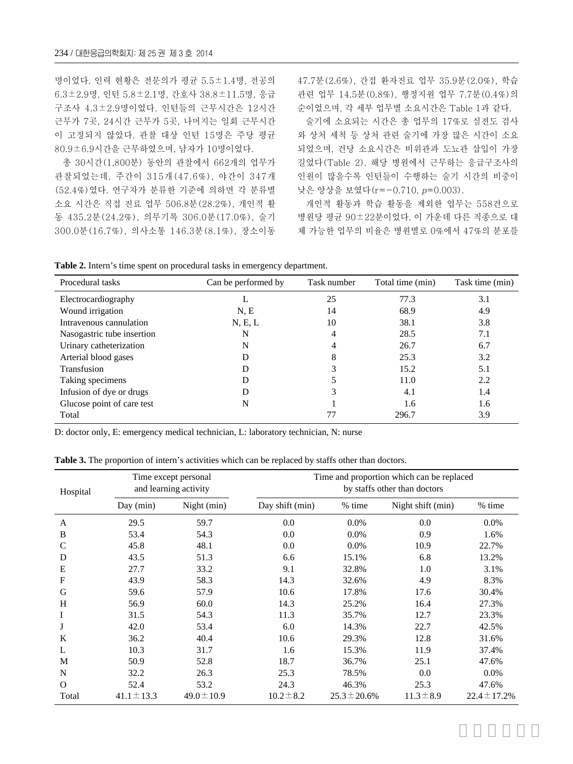명이었다. 인력 현황은 전문의가 평균 5.5±1.4명, 전공의 6.3±2.9명, 인턴 5.8±2.1명, 간호사 38.8±11.5명, 응급구조사 4.3±2.9명이었다. 인턴들의 근무시간은 12시간 근무가 7곳, 24시간 근무가 5곳, 나머지는 일회 근무시간이 고정되지 않았다. 관찰 대상 인턴 15명은 주당 평균 80.9±6.9시간을 근무하였으며, 남자가 10명이었다.

총 30시간(1,800분) 동안의 관찰에서 662개의 업무가 관찰되었는데, 주간이 315개(47.6%), 야간이 347개(52.4%)였다. 연구자가 분류한 기준에 의하면 각 분류별 소요 시간은 직접 진료 업무 506.8분(28.2%), 개인적 활동 435.2분(24.2%), 의무기록 306.0분(17.0%), 술기 300.0분(16.7%), 의사소통 146.3분(8.1%), 장소이동 47.7분(2.6%), 간접 환자진료 업무 35.9분(2.0%), 학습 관련 업무 14.5분(0.8%), 행정지원 업무 7.7분(0.4%)의 순이었으며, 각 세부 업무별 소요시간은 Table 1과 같다.

술기에 소요되는 시간은 총 업무의 17%로 심전도 검사와 상처 세척 등 상처 관련 술기에 가장 많은 시간이 소요되었으며, 건당 소요시간은 비위관과 도뇨관 삽입이 가장 길었다(Table 2). 해당 병원에서 근무하는 응급구조사의 인원이 많을수록 인턴들이 수행하는 술기 시간의 비중이 낮은 양상을 보였다($r=-0.710$, $p=0.003$).

개인적 활동과 학습 활동을 제외한 업무는 558건으로 병원당 평균 90±22분이었다. 이 가운데 다른 직종으로 대체 가능한 업무의 비율은 병원별로 0%에서 47%의 분포를

**Table 2.** Intern's time spent on procedural tasks in emergency department.

| Procedural tasks | Can be performed by | Task number | Total time (min) | Task time (min) |
|---|---|---|---|---|
| Electrocardiography | L | 25 | 77.3 | 3.1 |
| Wound irrigation | N, E | 14 | 68.9 | 4.9 |
| Intravenous cannulation | N, E, L | 10 | 38.1 | 3.8 |
| Nasogastric tube insertion | N | 4 | 28.5 | 7.1 |
| Urinary catheterization | N | 4 | 26.7 | 6.7 |
| Arterial blood gases | D | 8 | 25.3 | 3.2 |
| Transfusion | D | 3 | 15.2 | 5.1 |
| Taking specimens | D | 5 | 11.0 | 2.2 |
| Infusion of dye or drugs | D | 3 | 4.1 | 1.4 |
| Glucose point of care test | N | 1 | 1.6 | 1.6 |
| Total | | 77 | 296.7 | 3.9 |

D: doctor only, E: emergency medical technician, L: laboratory technician, N: nurse

**Table 3.** The proportion of intern's activities which can be replaced by staffs other than doctors.

| Hospital | Time except personal and learning activity | | Time and proportion which can be replaced by staffs other than doctors | | | |
|---|---|---|---|---|---|---|
| | Day (min) | Night (min) | Day shift (min) | % time | Night shift (min) | % time |
| A | 29.5 | 59.7 | 0.0 | 0.0% | 0.0 | 0.0% |
| B | 53.4 | 54.3 | 0.0 | 0.0% | 0.9 | 1.6% |
| C | 45.8 | 48.1 | 0.0 | 0.0% | 10.9 | 22.7% |
| D | 43.5 | 51.3 | 6.6 | 15.1% | 6.8 | 13.2% |
| E | 27.7 | 33.2 | 9.1 | 32.8% | 1.0 | 3.1% |
| F | 43.9 | 58.3 | 14.3 | 32.6% | 4.9 | 8.3% |
| G | 59.6 | 57.9 | 10.6 | 17.8% | 17.6 | 30.4% |
| H | 56.9 | 60.0 | 14.3 | 25.2% | 16.4 | 27.3% |
| I | 31.5 | 54.3 | 11.3 | 35.7% | 12.7 | 23.3% |
| J | 42.0 | 53.4 | 6.0 | 14.3% | 22.7 | 42.5% |
| K | 36.2 | 40.4 | 10.6 | 29.3% | 12.8 | 31.6% |
| L | 10.3 | 31.7 | 1.6 | 15.3% | 11.9 | 37.4% |
| M | 50.9 | 52.8 | 18.7 | 36.7% | 25.1 | 47.6% |
| N | 32.2 | 26.3 | 25.3 | 78.5% | 0.0 | 0.0% |
| O | 52.4 | 53.2 | 24.3 | 46.3% | 25.3 | 47.6% |
| Total | 41.1±13.3 | 49.0±10.9 | 10.2±8.2 | 25.3±20.6% | 11.3±8.9 | 22.4±17.2% |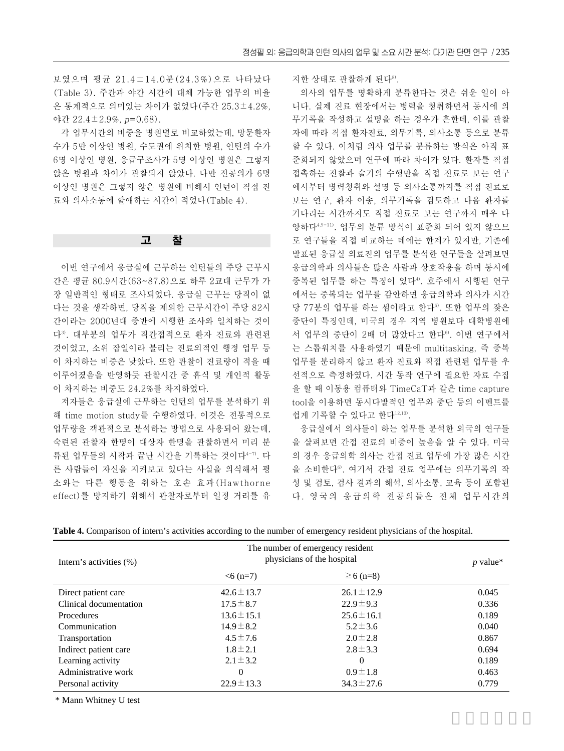보였으며 평균 21.4±14.0분(24.3%)으로 나타났다(Table 3). 주간과 야간 시간에 대체 가능한 업무의 비율은 통계적으로 의미있는 차이가 없었다(주간 25.3±4.2%, 야간 22.4±2.9%, $p$=0.68).

각 업무시간의 비중을 병원별로 비교하였는데, 방문환자수가 5만 이상인 병원, 수도권에 위치한 병원, 인턴의 수가 6명 이상인 병원, 응급구조사가 5명 이상인 병원은 그렇지 않은 병원과 차이가 관찰되지 않았다. 다만 전공의가 6명 이상인 병원은 그렇지 않은 병원에 비해서 인턴이 직접 진료와 의사소통에 할애하는 시간이 적었다(Table 4).

## 고 찰

이번 연구에서 응급실에 근무하는 인턴들의 주당 근무시간은 평균 80.9시간(63~87.8)으로 하루 2교대 근무가 가장 일반적인 형태로 조사되었다. 응급실 근무는 당직이 없다는 것을 생각하면, 당직을 제외한 근무시간이 주당 82시간이라는 2000년대 중반에 시행한 조사와 일치하는 것이다[3]. 대부분의 업무가 직간접적으로 환자 진료와 관련된 것이었고, 소위 잡일이라 불리는 진료외적인 행정 업무 등이 차지하는 비중은 낮았다. 또한 관찰이 진료량이 적을 때 이루어졌음을 반영하듯 관찰시간 중 휴식 및 개인적 활동이 차지하는 비중도 24.2%를 차지하였다.

저자들은 응급실에 근무하는 인턴의 업무를 분석하기 위해 time motion study를 수행하였다. 이것은 전통적으로 업무량을 객관적으로 분석하는 방법으로 사용되어 왔는데, 숙련된 관찰자 한명이 대상자 한명을 관찰하면서 미리 분류된 업무들의 시작과 끝난 시간을 기록하는 것이다[4-7]. 다른 사람들이 자신을 지켜보고 있다는 사실을 의식해서 평소와는 다른 행동을 취하는 호손 효과(Hawthorne effect)를 방지하기 위해서 관찰자로부터 일정 거리를 유지한 상태로 관찰하게 된다[8].

의사의 업무를 명확하게 분류한다는 것은 쉬운 일이 아니다. 실제 진료 현장에서는 병력을 청취하면서 동시에 의무기록을 작성하고 설명을 하는 경우가 흔한데, 이를 관찰자에 따라 직접 환자진료, 의무기록, 의사소통 등으로 분류할 수 있다. 이처럼 의사 업무를 분류하는 방식은 아직 표준화되지 않았으며 연구에 따라 차이가 있다. 환자를 직접 접촉하는 진찰과 술기의 수행만을 직접 진료로 보는 연구에서부터 병력청취와 설명 등 의사소통까지를 직접 진료로 보는 연구, 환자 이송, 의무기록을 검토하고 다음 환자를 기다리는 시간까지도 직접 진료로 보는 연구까지 매우 다양하다[4,9-11]. 업무의 분류 방식이 표준화 되어 있지 않으므로 연구들을 직접 비교하는 데에는 한계가 있지만, 기존에 발표된 응급실 의료진의 업무를 분석한 연구들을 살펴보면 응급의학과 의사들은 많은 사람과 상호작용을 하며 동시에 중복된 업무를 하는 특징이 있다[4]. 호주에서 시행된 연구에서는 중복되는 업무를 감안하면 응급의학과 의사가 시간당 77분의 업무를 하는 셈이라고 한다[5]. 또한 업무의 잦은 중단이 특징인데, 미국의 경우 지역 병원보다 대학병원에서 업무의 중단이 2배 더 많았다고 한다[6]. 이번 연구에서는 스톱워치를 사용하였기 때문에 multitasking, 즉 중복 업무를 분리하지 않고 환자 진료와 직접 관련된 업무를 우선적으로 측정하였다. 시간 동작 연구에 필요한 자료 수집을 할 때 이동용 컴퓨터와 TimeCaT과 같은 time capture tool을 이용하면 동시다발적인 업무와 중단 등의 이벤트를 쉽게 기록할 수 있다고 한다[12,13].

응급실에서 의사들이 하는 업무를 분석한 외국의 연구들을 살펴보면 간접 진료의 비중이 높음을 알 수 있다. 미국의 경우 응급의학 의사는 간접 진료 업무에 가장 많은 시간을 소비한다[6]. 여기서 간접 진료 업무에는 의무기록의 작성 및 검토, 검사 결과의 해석, 의사소통, 교육 등이 포함된다. 영국의 응급의학 전공의들은 전체 업무시간의

**Table 4.** Comparison of intern's activities according to the number of emergency resident physicians of the hospital.

| Intern's activities (%) | The number of emergency resident physicians of the hospital | | $p$ value* |
|---|---|---|---|
| | <6 (n=7) | ≥6 (n=8) | |
| Direct patient care | 42.6±13.7 | 26.1±12.9 | 0.045 |
| Clinical documentation | 17.5±8.7 | 22.9±9.3 | 0.336 |
| Procedures | 13.6±15.1 | 25.6±16.1 | 0.189 |
| Communication | 14.9±8.2 | 5.2±3.6 | 0.040 |
| Transportation | 4.5±7.6 | 2.0±2.8 | 0.867 |
| Indirect patient care | 1.8±2.1 | 2.8±3.3 | 0.694 |
| Learning activity | 2.1±3.2 | 0 | 0.189 |
| Administrative work | 0 | 0.9±1.8 | 0.463 |
| Personal activity | 22.9±13.3 | 34.3±27.6 | 0.779 |

* Mann Whitney U test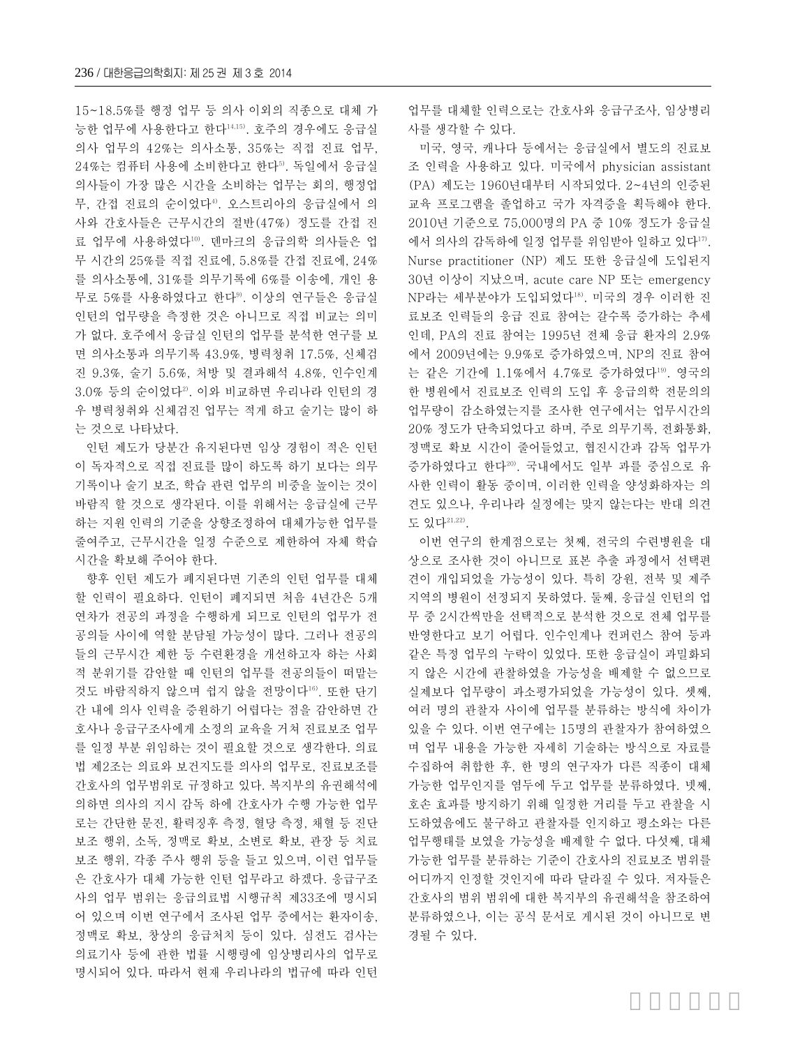15~18.5%를 행정 업무 등 의사 이외의 직종으로 대체 가능한 업무에 사용한다고 한다[14,15]. 호주의 경우에도 응급실 의사 업무의 42%는 의사소통, 35%는 직접 진료 업무, 24%는 컴퓨터 사용에 소비한다고 한다[5]. 독일에서 응급실 의사들이 가장 많은 시간을 소비하는 업무는 회의, 행정업무, 간접 진료의 순이었다[4]. 오스트리아의 응급실에서 의사와 간호사들은 근무시간의 절반(47%) 정도를 간접 진료 업무에 사용하였다[10]. 덴마크의 응급의학 의사들은 업무 시간의 25%를 직접 진료에, 5.8%를 간접 진료에, 24%를 의사소통에, 31%를 의무기록에 6%를 이송에, 개인 용무로 5%를 사용하였다고 한다[9]. 이상의 연구들은 응급실 인턴의 업무량을 측정한 것은 아니므로 직접 비교는 의미가 없다. 호주에서 응급실 인턴의 업무를 분석한 연구를 보면 의사소통과 의무기록 43.9%, 병력청취 17.5%, 신체검진 9.3%, 술기 5.6%, 처방 및 결과해석 4.8%, 인수인계 3.0% 등의 순이었다[2]. 이와 비교하면 우리나라 인턴의 경우 병력청취와 신체검진 업무는 적게 하고 술기는 많이 하는 것으로 나타났다.

인턴 제도가 당분간 유지된다면 임상 경험이 적은 인턴이 독자적으로 직접 진료를 많이 하도록 하기 보다는 의무기록이나 술기 보조, 학습 관련 업무의 비중을 높이는 것이 바람직 할 것으로 생각된다. 이를 위해서는 응급실에 근무하는 지원 인력의 기준을 상향조정하여 대체가능한 업무를 줄여주고, 근무시간을 일정 수준으로 제한하여 자체 학습 시간을 확보해 주어야 한다.

향후 인턴 제도가 폐지된다면 기존의 인턴 업무를 대체할 인력이 필요하다. 인턴이 폐지되면 처음 4년간은 5개 연차가 전공의 과정을 수행하게 되므로 인턴의 업무가 전공의들 사이에 역할 분담될 가능성이 많다. 그러나 전공의들의 근무시간 제한 등 수련환경을 개선하고자 하는 사회적 분위기를 감안할 때 인턴의 업무를 전공의들이 떠맡는 것도 바람직하지 않으며 쉽지 않을 전망이다[16]. 또한 단기간 내에 의사 인력을 증원하기 어렵다는 점을 감안하면 간호사나 응급구조사에게 소정의 교육을 거쳐 진료보조 업무를 일정 부분 위임하는 것이 필요할 것으로 생각한다. 의료법 제2조는 의료와 보건지도를 의사의 업무로, 진료보조를 간호사의 업무범위로 규정하고 있다. 복지부의 유권해석에 의하면 의사의 지시 감독 하에 간호사가 수행 가능한 업무로는 간단한 문진, 활력징후 측정, 혈당 측정, 채혈 등 진단보조 행위, 소독, 정맥로 확보, 소변로 확보, 관장 등 치료보조 행위, 각종 주사 행위 등을 들고 있으며, 이런 업무들은 간호사가 대체 가능한 인턴 업무라고 하겠다. 응급구조사의 업무 범위는 응급의료법 시행규칙 제33조에 명시되어 있으며 이번 연구에서 조사된 업무 중에서는 환자이송, 정맥로 확보, 창상의 응급처치 등이 있다. 심전도 검사는 의료기사 등에 관한 법률 시행령에 임상병리사의 업무로 명시되어 있다. 따라서 현재 우리나라의 법규에 따라 인턴 업무를 대체할 인력으로는 간호사와 응급구조사, 임상병리사를 생각할 수 있다.

미국, 영국, 캐나다 등에서는 응급실에서 별도의 진료보조 인력을 사용하고 있다. 미국에서 physician assistant (PA) 제도는 1960년대부터 시작되었다. 2~4년의 인증된 교육 프로그램을 졸업하고 국가 자격증을 획득해야 한다. 2010년 기준으로 75,000명의 PA 중 10% 정도가 응급실에서 의사의 감독하에 일정 업무를 위임받아 일하고 있다[17]. Nurse practitioner (NP) 제도 또한 응급실에 도입된지 30년 이상이 지났으며, acute care NP 또는 emergency NP라는 세부분야가 도입되었다[18]. 미국의 경우 이러한 진료보조 인력들의 응급 진료 참여는 갈수록 증가하는 추세인데, PA의 진료 참여는 1995년 전체 응급 환자의 2.9%에서 2009년에는 9.9%로 증가하였으며, NP의 진료 참여는 같은 기간에 1.1%에서 4.7%로 증가하였다[19]. 영국의 한 병원에서 진료보조 인력의 도입 후 응급의학 전문의의 업무량이 감소하였는지를 조사한 연구에서는 업무시간의 20% 정도가 단축되었다고 하며, 주로 의무기록, 전화통화, 정맥로 확보 시간이 줄어들었고, 협진시간과 감독 업무가 증가하였다고 한다[20]. 국내에서도 일부 과를 중심으로 유사한 인력이 활동 중이며, 이러한 인력을 양성화하자는 의견도 있으나, 우리나라 실정에는 맞지 않는다는 반대 의견도 있다[21,22].

이번 연구의 한계점으로는 첫째, 전국의 수련병원을 대상으로 조사한 것이 아니므로 표본 추출 과정에서 선택편견이 개입되었을 가능성이 있다. 특히 강원, 전북 및 제주 지역의 병원이 선정되지 못하였다. 둘째, 응급실 인턴의 업무 중 2시간씩만을 선택적으로 분석한 것으로 전체 업무를 반영한다고 보기 어렵다. 인수인계나 컨퍼런스 참여 등과 같은 특정 업무의 누락이 있었다. 또한 응급실이 과밀화되지 않은 시간에 관찰하였을 가능성을 배제할 수 없으므로 실제보다 업무량이 과소평가되었을 가능성이 있다. 셋째, 여러 명의 관찰자 사이에 업무를 분류하는 방식에 차이가 있을 수 있다. 이번 연구에는 15명의 관찰자가 참여하였으며 업무 내용을 가능한 자세히 기술하는 방식으로 자료를 수집하여 취합한 후, 한 명의 연구자가 다른 직종이 대체 가능한 업무인지를 염두에 두고 업무를 분류하였다. 넷째, 호손 효과를 방지하기 위해 일정한 거리를 두고 관찰을 시도하였음에도 불구하고 관찰자를 인지하고 평소와는 다른 업무행태를 보였을 가능성을 배제할 수 없다. 다섯째, 대체 가능한 업무를 분류하는 기준이 간호사의 진료보조 범위를 어디까지 인정할 것인지에 따라 달라질 수 있다. 저자들은 간호사의 범위 범위에 대한 복지부의 유권해석을 참조하여 분류하였으나, 이는 공식 문서로 게시된 것이 아니므로 변경될 수 있다.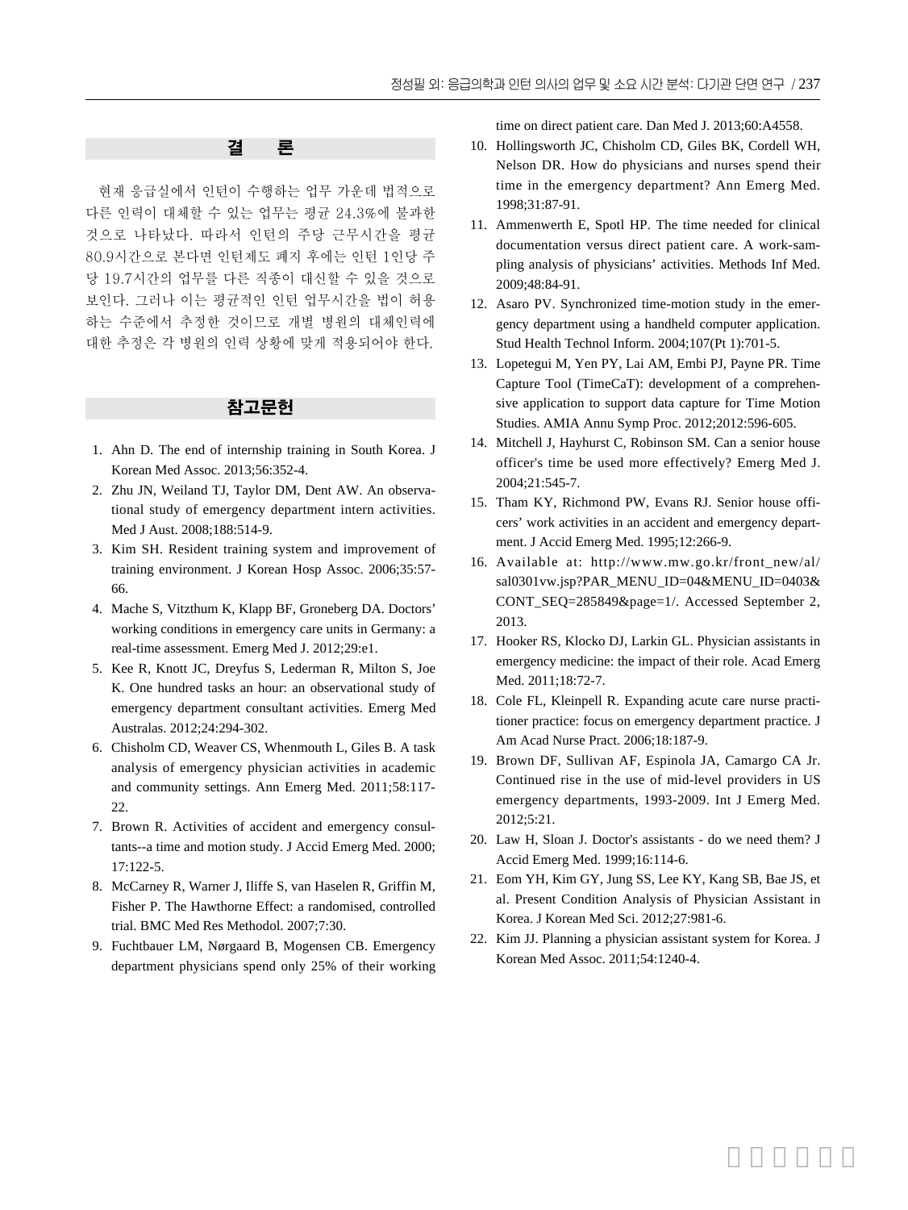## 결　　론

현재 응급실에서 인턴이 수행하는 업무 가운데 법적으로 다른 인력이 대체할 수 있는 업무는 평균 24.3%에 불과한 것으로 나타났다. 따라서 인턴의 주당 근무시간을 평균 80.9시간으로 본다면 인턴제도 폐지 후에는 인턴 1인당 주당 19.7시간의 업무를 다른 직종이 대신할 수 있을 것으로 보인다. 그러나 이는 평균적인 인턴 업무시간을 법이 허용하는 수준에서 추정한 것이므로 개별 병원의 대체인력에 대한 추정은 각 병원의 인력 상황에 맞게 적용되어야 한다.

## 참고문헌

1. Ahn D. The end of internship training in South Korea. J Korean Med Assoc. 2013;56:352-4.
2. Zhu JN, Weiland TJ, Taylor DM, Dent AW. An observational study of emergency department intern activities. Med J Aust. 2008;188:514-9.
3. Kim SH. Resident training system and improvement of training environment. J Korean Hosp Assoc. 2006;35:57-66.
4. Mache S, Vitzthum K, Klapp BF, Groneberg DA. Doctors' working conditions in emergency care units in Germany: a real-time assessment. Emerg Med J. 2012;29:e1.
5. Kee R, Knott JC, Dreyfus S, Lederman R, Milton S, Joe K. One hundred tasks an hour: an observational study of emergency department consultant activities. Emerg Med Australas. 2012;24:294-302.
6. Chisholm CD, Weaver CS, Whenmouth L, Giles B. A task analysis of emergency physician activities in academic and community settings. Ann Emerg Med. 2011;58:117-22.
7. Brown R. Activities of accident and emergency consultants--a time and motion study. J Accid Emerg Med. 2000;17:122-5.
8. McCarney R, Warner J, Iliffe S, van Haselen R, Griffin M, Fisher P. The Hawthorne Effect: a randomised, controlled trial. BMC Med Res Methodol. 2007;7:30.
9. Fuchtbauer LM, Nørgaard B, Mogensen CB. Emergency department physicians spend only 25% of their working time on direct patient care. Dan Med J. 2013;60:A4558.
10. Hollingsworth JC, Chisholm CD, Giles BK, Cordell WH, Nelson DR. How do physicians and nurses spend their time in the emergency department? Ann Emerg Med. 1998;31:87-91.
11. Ammenwerth E, Spotl HP. The time needed for clinical documentation versus direct patient care. A work-sampling analysis of physicians' activities. Methods Inf Med. 2009;48:84-91.
12. Asaro PV. Synchronized time-motion study in the emergency department using a handheld computer application. Stud Health Technol Inform. 2004;107(Pt 1):701-5.
13. Lopetegui M, Yen PY, Lai AM, Embi PJ, Payne PR. Time Capture Tool (TimeCaT): development of a comprehensive application to support data capture for Time Motion Studies. AMIA Annu Symp Proc. 2012;2012:596-605.
14. Mitchell J, Hayhurst C, Robinson SM. Can a senior house officer's time be used more effectively? Emerg Med J. 2004;21:545-7.
15. Tham KY, Richmond PW, Evans RJ. Senior house officers' work activities in an accident and emergency department. J Accid Emerg Med. 1995;12:266-9.
16. Available at: http://www.mw.go.kr/front_new/al/sal0301vw.jsp?PAR_MENU_ID=04&MENU_ID=0403&CONT_SEQ=285849&page=1/. Accessed September 2, 2013.
17. Hooker RS, Klocko DJ, Larkin GL. Physician assistants in emergency medicine: the impact of their role. Acad Emerg Med. 2011;18:72-7.
18. Cole FL, Kleinpell R. Expanding acute care nurse practitioner practice: focus on emergency department practice. J Am Acad Nurse Pract. 2006;18:187-9.
19. Brown DF, Sullivan AF, Espinola JA, Camargo CA Jr. Continued rise in the use of mid-level providers in US emergency departments, 1993-2009. Int J Emerg Med. 2012;5:21.
20. Law H, Sloan J. Doctor's assistants - do we need them? J Accid Emerg Med. 1999;16:114-6.
21. Eom YH, Kim GY, Jung SS, Lee KY, Kang SB, Bae JS, et al. Present Condition Analysis of Physician Assistant in Korea. J Korean Med Sci. 2012;27:981-6.
22. Kim JJ. Planning a physician assistant system for Korea. J Korean Med Assoc. 2011;54:1240-4.